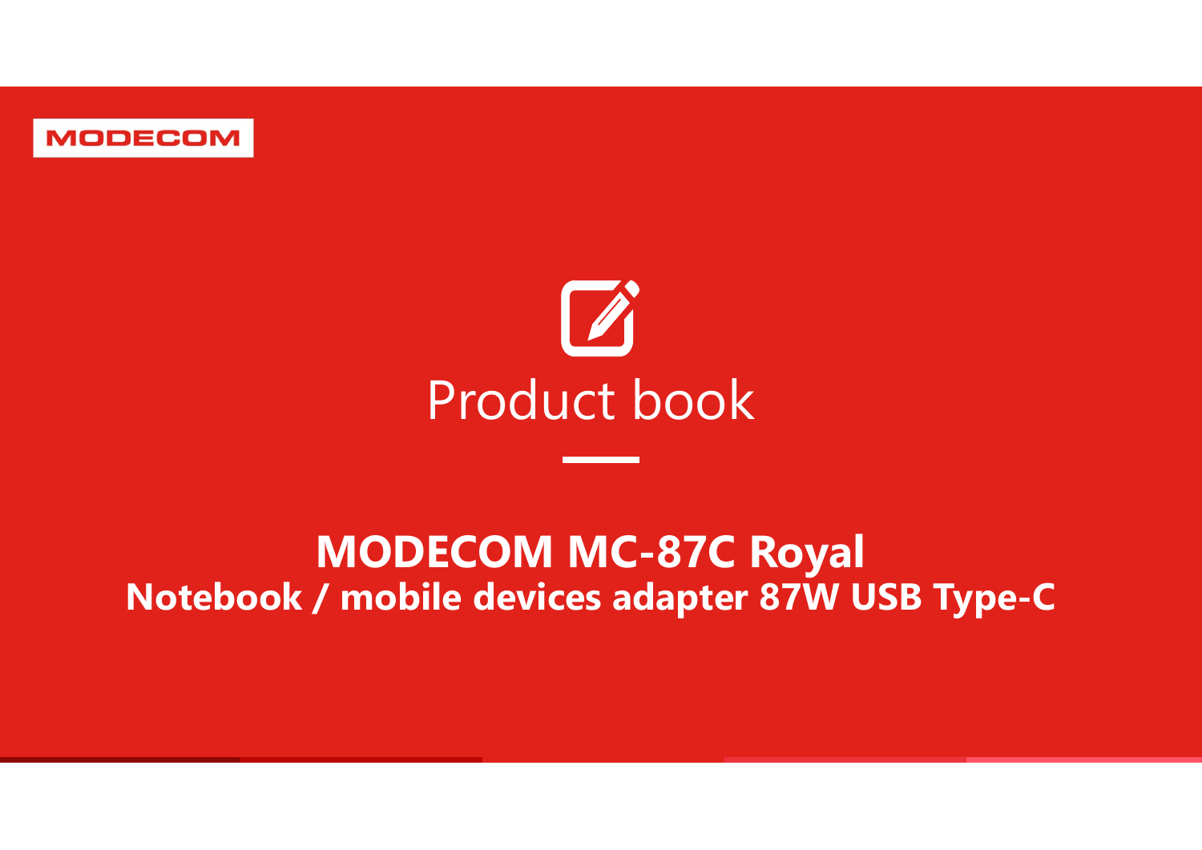MODECOM

# Product book

## MODECOM MC-87C Royal

**Notebook / mobile devices adapter 87W USB Type-C**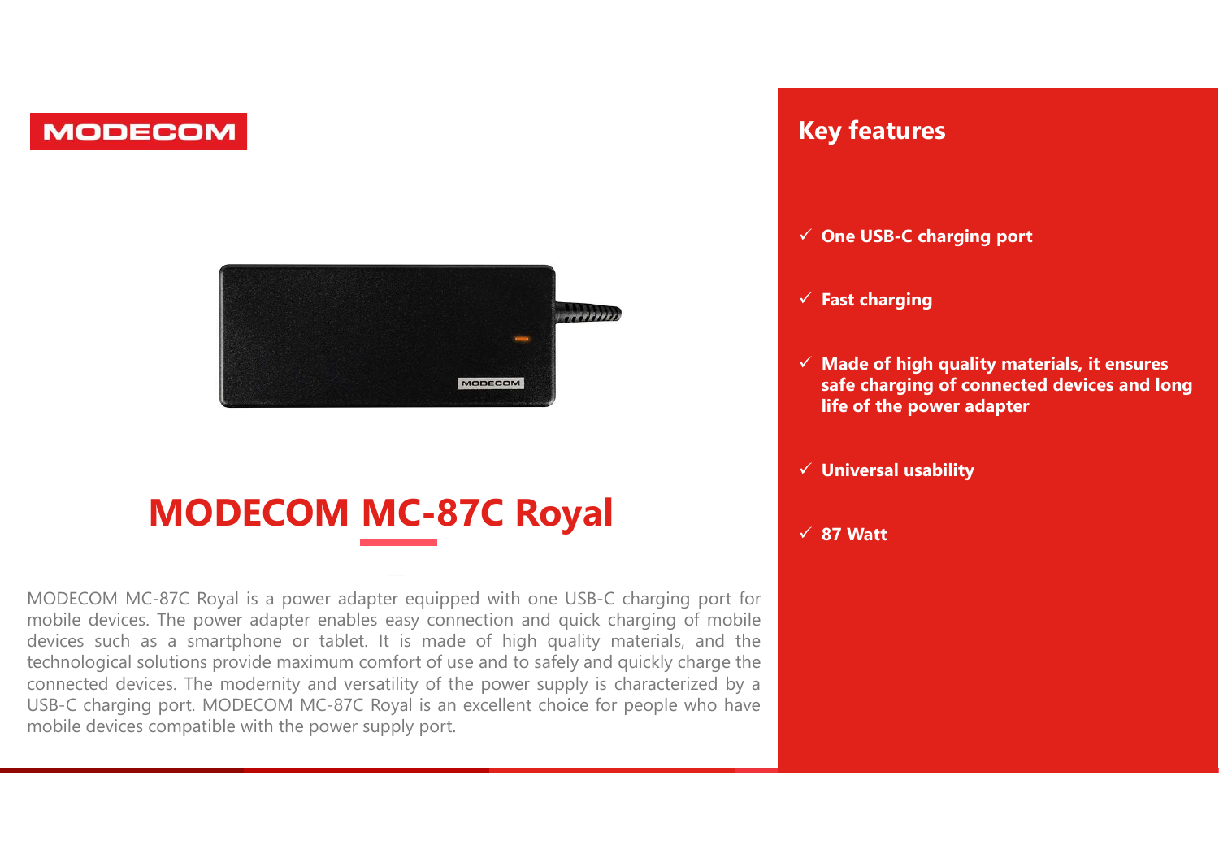MODECOM

# MODECOM MC-87C Royal

MODECOM MC-87C Royal is a power adapter equipped with one USB-C charging port for mobile devices. The power adapter enables easy connection and quick charging of mobile devices such as a smartphone or tablet. It is made of high quality materials, and the technological solutions provide maximum comfort of use and to safely and quickly charge the connected devices. The modernity and versatility of the power supply is characterized by a USB-C charging port. MODECOM MC-87C Royal is an excellent choice for people who have mobile devices compatible with the power supply port.

## Key features

- ✓ **One USB-C charging port**
- ✓ **Fast charging**
- ✓ **Made of high quality materials, it ensures safe charging of connected devices and long life of the power adapter**
- ✓ **Universal usability**
- ✓ **87 Watt**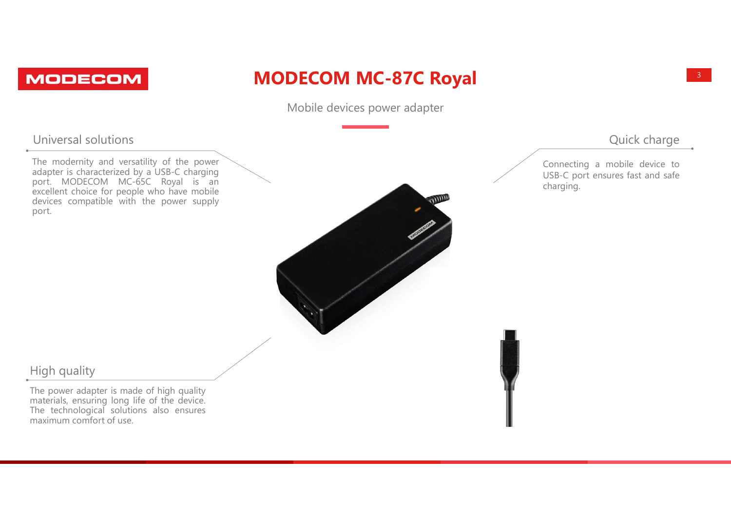MODECOM

# MODECOM MC-87C Royal

Mobile devices power adapter

## Universal solutions

The modernity and versatility of the power adapter is characterized by a USB-C charging port. MODECOM MC-65C Royal is an excellent choice for people who have mobile devices compatible with the power supply port.

## Quick charge

Connecting a mobile device to USB-C port ensures fast and safe charging.

## High quality

The power adapter is made of high quality materials, ensuring long life of the device. The technological solutions also ensures maximum comfort of use.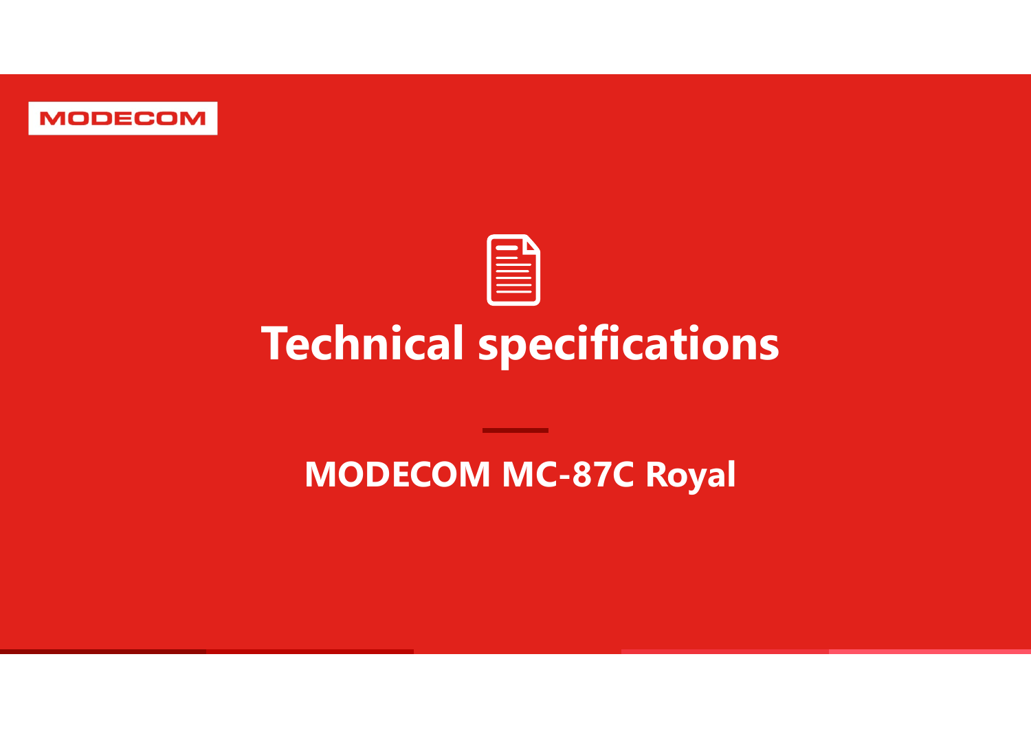MODECOM

# Technical specifications

## MODECOM MC-87C Royal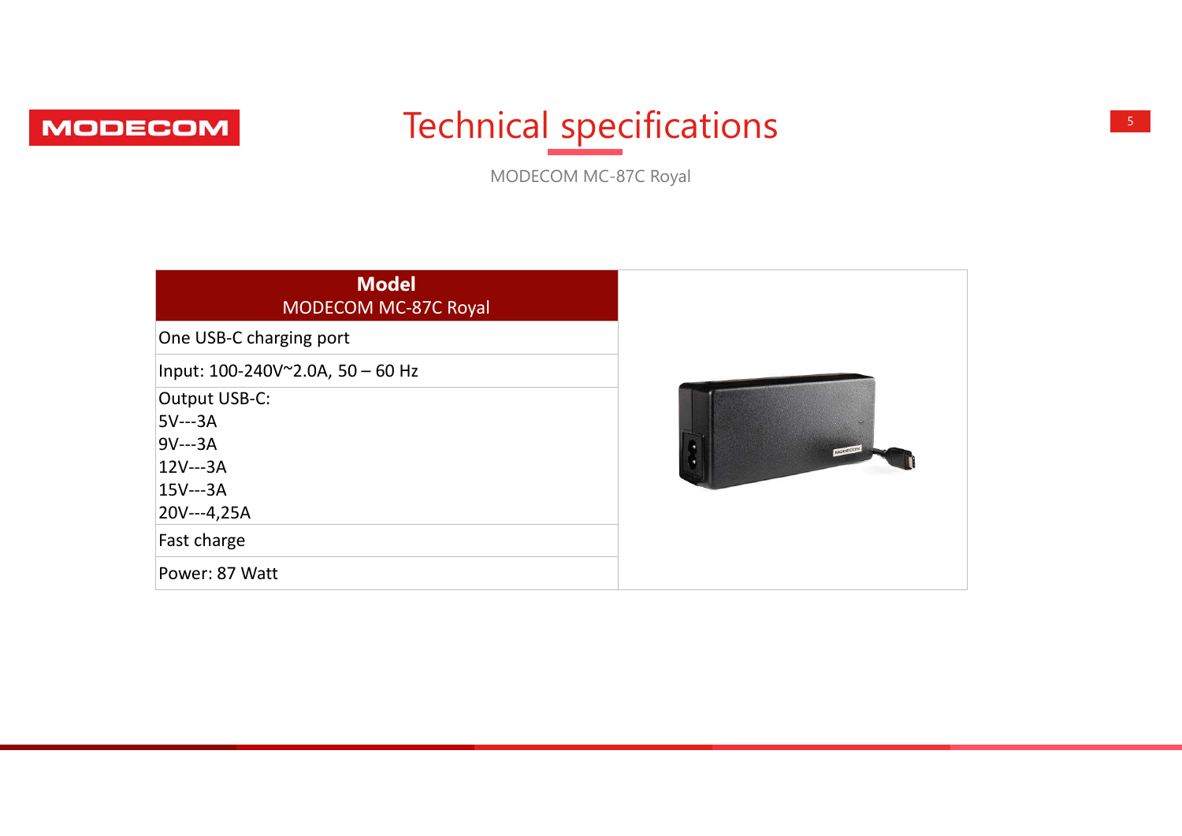# Technical specifications

MODECOM MC-87C Royal

| **Model**<br>MODECOM MC-87C Royal |
| --- |
| One USB-C charging port |
| Input: 100-240V~2.0A, 50 – 60 Hz |
| Output USB-C:<br>5V---3A<br>9V---3A<br>12V---3A<br>15V---3A<br>20V---4,25A |
| Fast charge |
| Power: 87 Watt |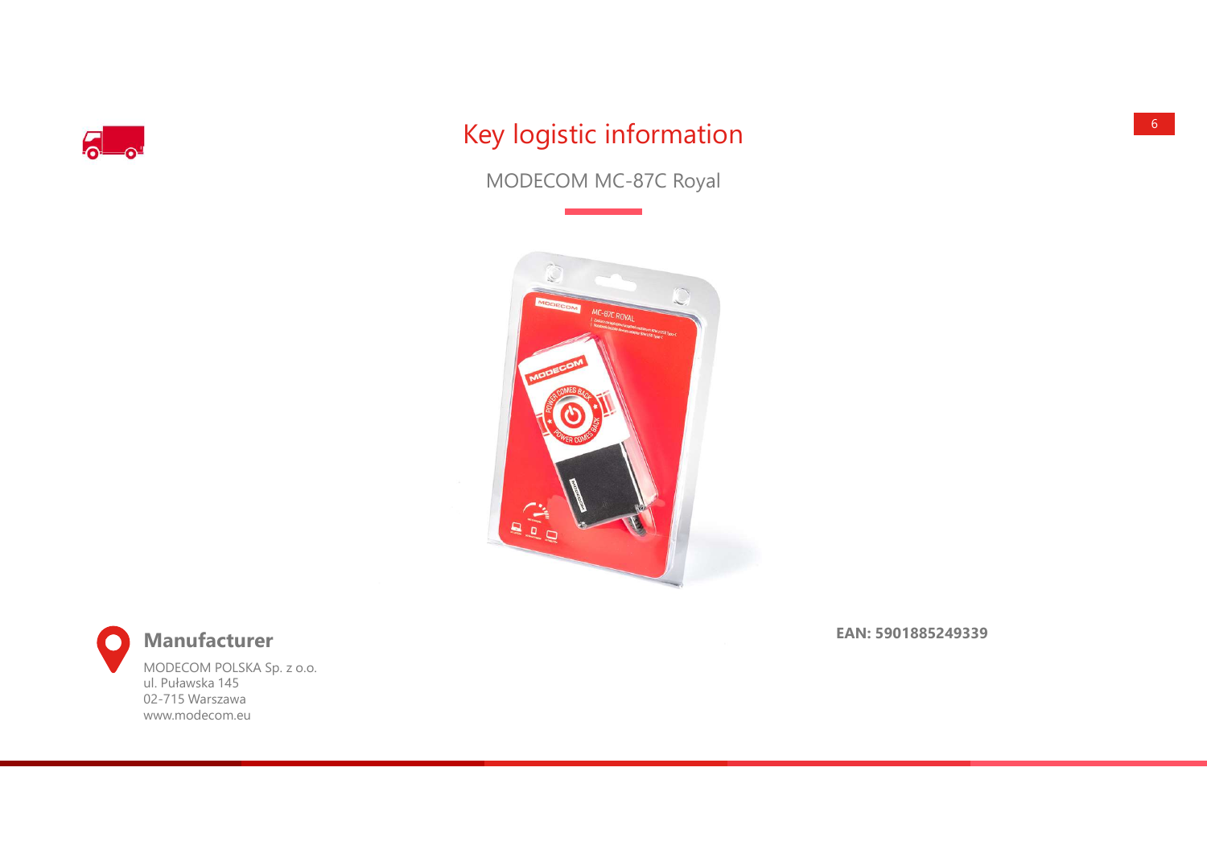# Key logistic information

MODECOM MC-87C Royal

**Manufacturer**

MODECOM POLSKA Sp. z o.o.
ul. Puławska 145
02-715 Warszawa
www.modecom.eu

**EAN: 5901885249339**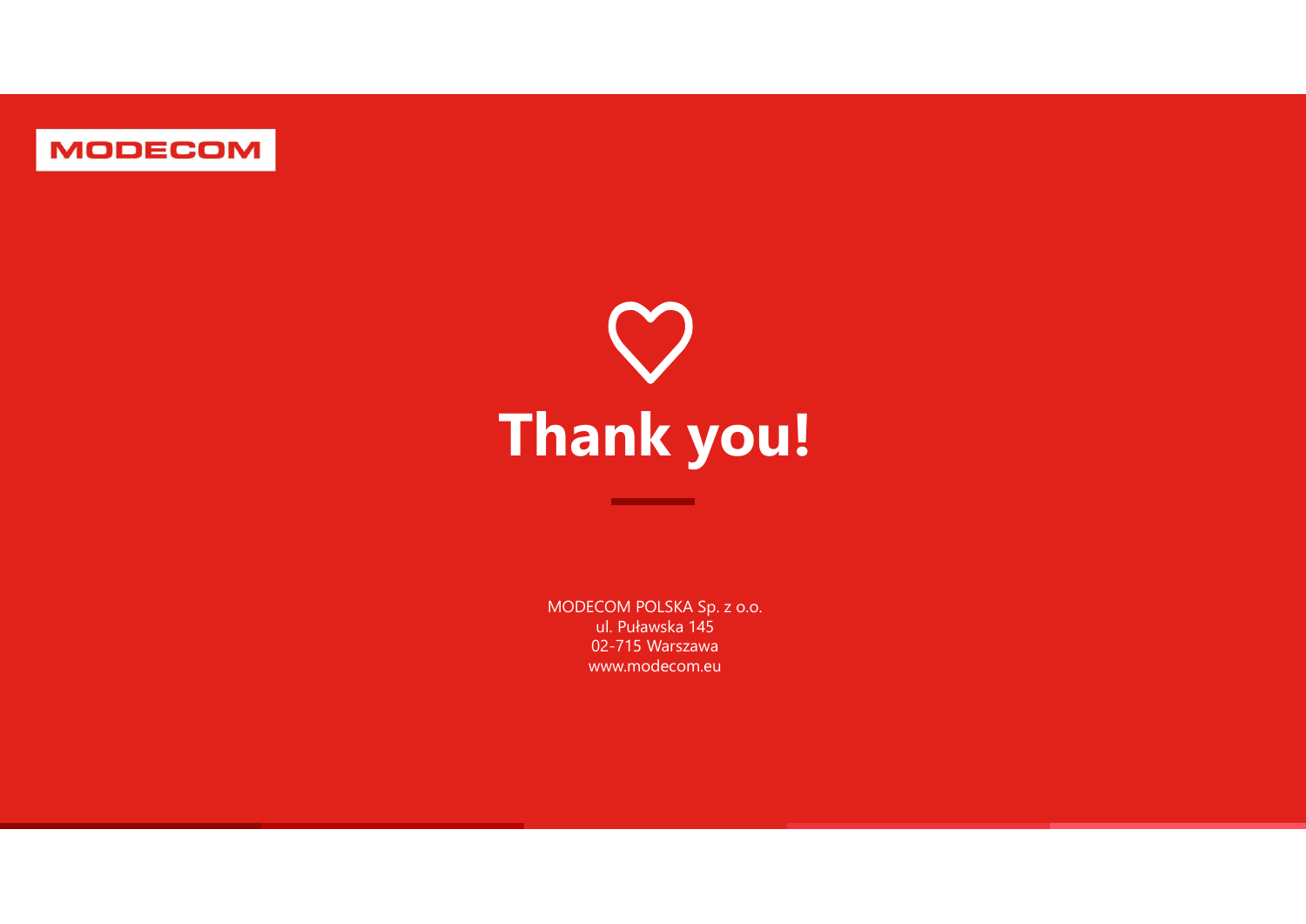MODECOM

# Thank you!

MODECOM POLSKA Sp. z o.o.
ul. Puławska 145
02-715 Warszawa
www.modecom.eu